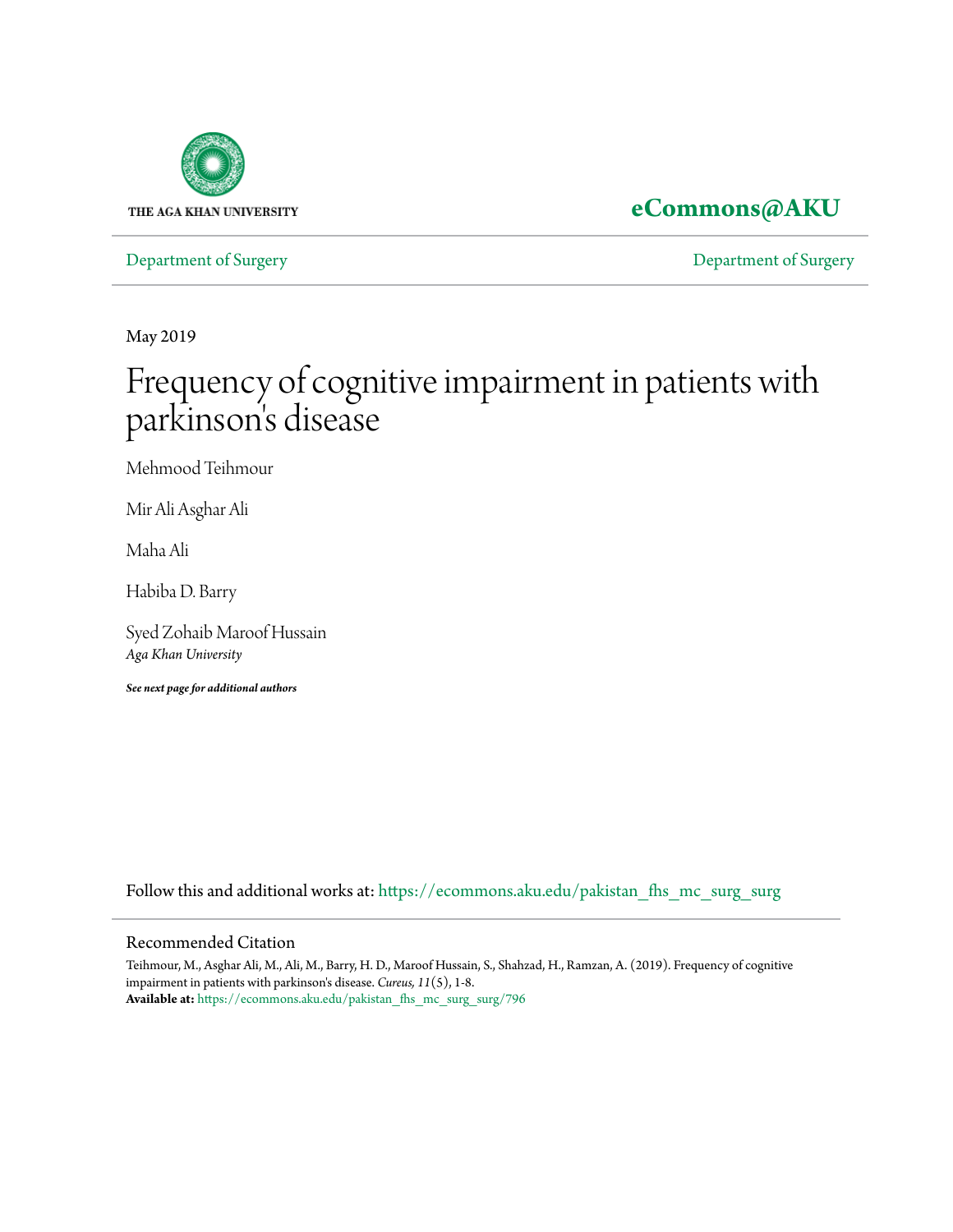THE AGA KHAN UNIVERSITY

**eCommons@AKU**

Department of Surgery

Department of Surgery

May 2019

# Frequency of cognitive impairment in patients with parkinson's disease

Mehmood Teihmour

Mir Ali Asghar Ali

Maha Ali

Habiba D. Barry

Syed Zohaib Maroof Hussain
*Aga Khan University*

***See next page for additional authors***

Follow this and additional works at: https://ecommons.aku.edu/pakistan_fhs_mc_surg_surg

## Recommended Citation

Teihmour, M., Asghar Ali, M., Ali, M., Barry, H. D., Maroof Hussain, S., Shahzad, H., Ramzan, A. (2019). Frequency of cognitive impairment in patients with parkinson's disease. *Cureus, 11*(5), 1-8.
**Available at:** https://ecommons.aku.edu/pakistan_fhs_mc_surg_surg/796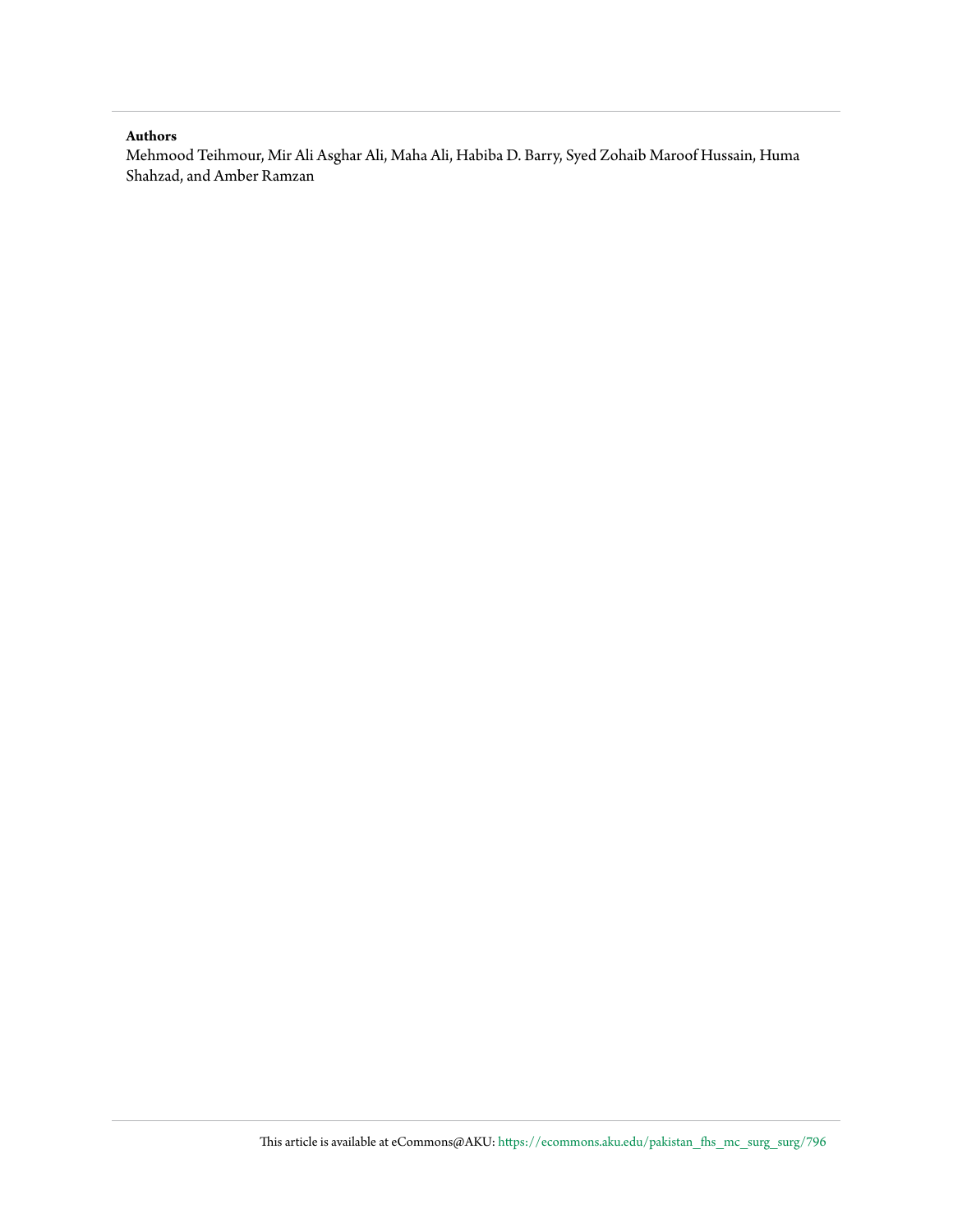**Authors**

Mehmood Teihmour, Mir Ali Asghar Ali, Maha Ali, Habiba D. Barry, Syed Zohaib Maroof Hussain, Huma Shahzad, and Amber Ramzan

This article is available at eCommons@AKU: https://ecommons.aku.edu/pakistan_fhs_mc_surg_surg/796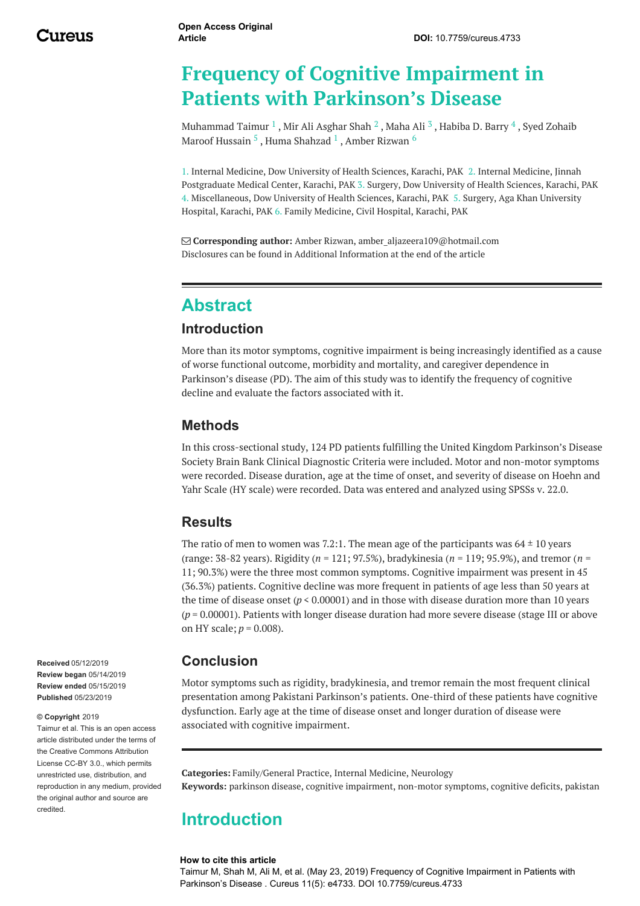# Frequency of Cognitive Impairment in Patients with Parkinson's Disease

Muhammad Taimur [1] , Mir Ali Asghar Shah [2] , Maha Ali [3] , Habiba D. Barry [4] , Syed Zohaib Maroof Hussain [5] , Huma Shahzad [1] , Amber Rizwan [6]

1. Internal Medicine, Dow University of Health Sciences, Karachi, PAK 2. Internal Medicine, Jinnah Postgraduate Medical Center, Karachi, PAK 3. Surgery, Dow University of Health Sciences, Karachi, PAK 4. Miscellaneous, Dow University of Health Sciences, Karachi, PAK 5. Surgery, Aga Khan University Hospital, Karachi, PAK 6. Family Medicine, Civil Hospital, Karachi, PAK

**Corresponding author:** Amber Rizwan, amber_aljazeera109@hotmail.com
Disclosures can be found in Additional Information at the end of the article

## Abstract

### Introduction

More than its motor symptoms, cognitive impairment is being increasingly identified as a cause of worse functional outcome, morbidity and mortality, and caregiver dependence in Parkinson's disease (PD). The aim of this study was to identify the frequency of cognitive decline and evaluate the factors associated with it.

### Methods

In this cross-sectional study, 124 PD patients fulfilling the United Kingdom Parkinson's Disease Society Brain Bank Clinical Diagnostic Criteria were included. Motor and non-motor symptoms were recorded. Disease duration, age at the time of onset, and severity of disease on Hoehn and Yahr Scale (HY scale) were recorded. Data was entered and analyzed using SPSSs v. 22.0.

### Results

The ratio of men to women was 7.2:1. The mean age of the participants was 64 ± 10 years (range: 38-82 years). Rigidity ($n$ = 121; 97.5%), bradykinesia ($n$ = 119; 95.9%), and tremor ($n$ = 11; 90.3%) were the three most common symptoms. Cognitive impairment was present in 45 (36.3%) patients. Cognitive decline was more frequent in patients of age less than 50 years at the time of disease onset ($p < 0.00001$) and in those with disease duration more than 10 years ($p = 0.00001$). Patients with longer disease duration had more severe disease (stage III or above on HY scale; $p = 0.008$).

### Conclusion

Motor symptoms such as rigidity, bradykinesia, and tremor remain the most frequent clinical presentation among Pakistani Parkinson's patients. One-third of these patients have cognitive dysfunction. Early age at the time of disease onset and longer duration of disease were associated with cognitive impairment.

**Received** 05/12/2019
**Review began** 05/14/2019
**Review ended** 05/15/2019
**Published** 05/23/2019

**© Copyright** 2019
Taimur et al. This is an open access article distributed under the terms of the Creative Commons Attribution License CC-BY 3.0., which permits unrestricted use, distribution, and reproduction in any medium, provided the original author and source are credited.

**Categories:** Family/General Practice, Internal Medicine, Neurology
**Keywords:** parkinson disease, cognitive impairment, non-motor symptoms, cognitive deficits, pakistan

## Introduction

**How to cite this article**
Taimur M, Shah M, Ali M, et al. (May 23, 2019) Frequency of Cognitive Impairment in Patients with Parkinson's Disease . Cureus 11(5): e4733. DOI 10.7759/cureus.4733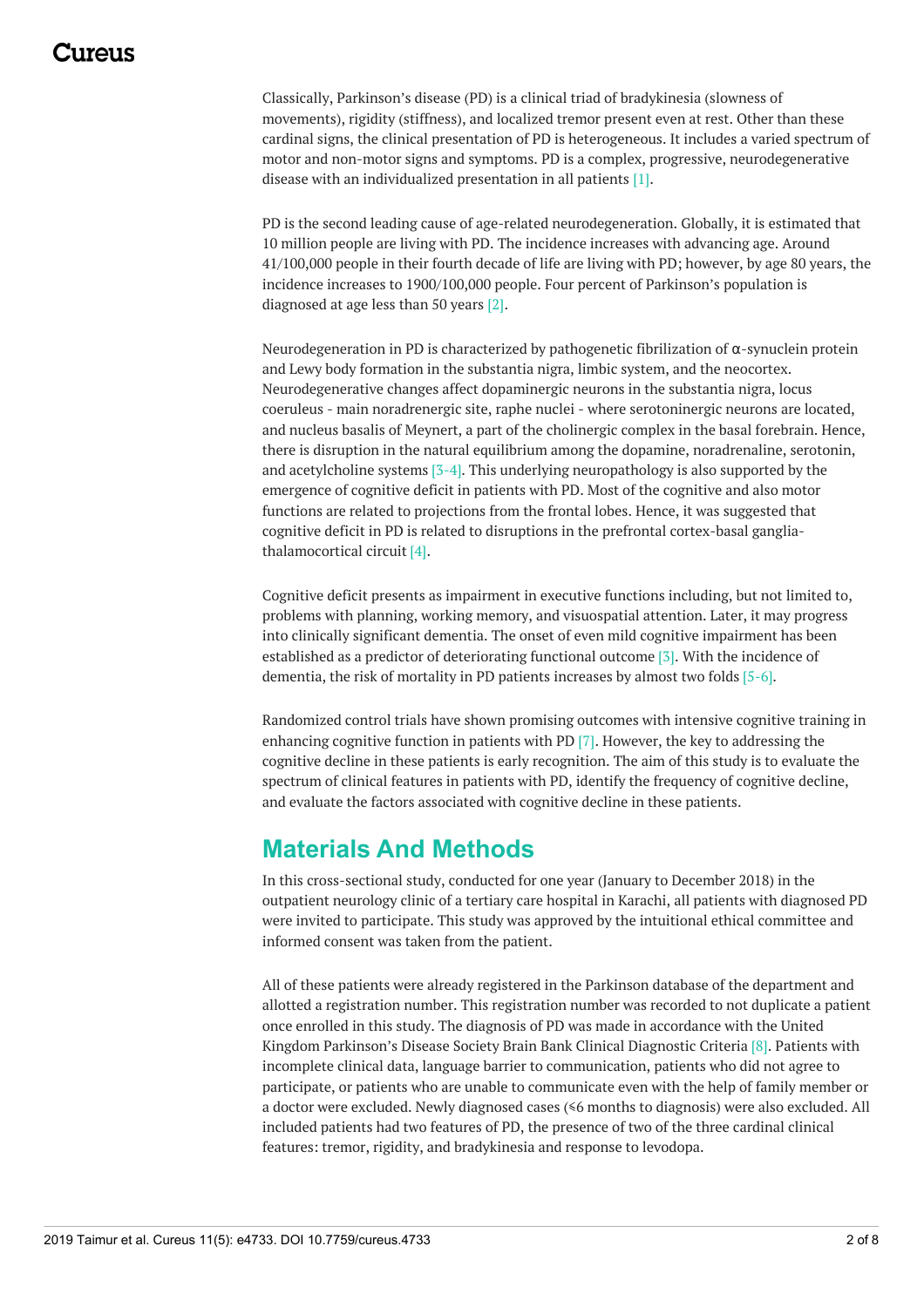Classically, Parkinson's disease (PD) is a clinical triad of bradykinesia (slowness of movements), rigidity (stiffness), and localized tremor present even at rest. Other than these cardinal signs, the clinical presentation of PD is heterogeneous. It includes a varied spectrum of motor and non-motor signs and symptoms. PD is a complex, progressive, neurodegenerative disease with an individualized presentation in all patients [1].

PD is the second leading cause of age-related neurodegeneration. Globally, it is estimated that 10 million people are living with PD. The incidence increases with advancing age. Around 41/100,000 people in their fourth decade of life are living with PD; however, by age 80 years, the incidence increases to 1900/100,000 people. Four percent of Parkinson's population is diagnosed at age less than 50 years [2].

Neurodegeneration in PD is characterized by pathogenetic fibrilization of α-synuclein protein and Lewy body formation in the substantia nigra, limbic system, and the neocortex. Neurodegenerative changes affect dopaminergic neurons in the substantia nigra, locus coeruleus - main noradrenergic site, raphe nuclei - where serotoninergic neurons are located, and nucleus basalis of Meynert, a part of the cholinergic complex in the basal forebrain. Hence, there is disruption in the natural equilibrium among the dopamine, noradrenaline, serotonin, and acetylcholine systems [3-4]. This underlying neuropathology is also supported by the emergence of cognitive deficit in patients with PD. Most of the cognitive and also motor functions are related to projections from the frontal lobes. Hence, it was suggested that cognitive deficit in PD is related to disruptions in the prefrontal cortex-basal ganglia-thalamocortical circuit [4].

Cognitive deficit presents as impairment in executive functions including, but not limited to, problems with planning, working memory, and visuospatial attention. Later, it may progress into clinically significant dementia. The onset of even mild cognitive impairment has been established as a predictor of deteriorating functional outcome [3]. With the incidence of dementia, the risk of mortality in PD patients increases by almost two folds [5-6].

Randomized control trials have shown promising outcomes with intensive cognitive training in enhancing cognitive function in patients with PD [7]. However, the key to addressing the cognitive decline in these patients is early recognition. The aim of this study is to evaluate the spectrum of clinical features in patients with PD, identify the frequency of cognitive decline, and evaluate the factors associated with cognitive decline in these patients.

## Materials And Methods

In this cross-sectional study, conducted for one year (January to December 2018) in the outpatient neurology clinic of a tertiary care hospital in Karachi, all patients with diagnosed PD were invited to participate. This study was approved by the intuitional ethical committee and informed consent was taken from the patient.

All of these patients were already registered in the Parkinson database of the department and allotted a registration number. This registration number was recorded to not duplicate a patient once enrolled in this study. The diagnosis of PD was made in accordance with the United Kingdom Parkinson's Disease Society Brain Bank Clinical Diagnostic Criteria [8]. Patients with incomplete clinical data, language barrier to communication, patients who did not agree to participate, or patients who are unable to communicate even with the help of family member or a doctor were excluded. Newly diagnosed cases (≤6 months to diagnosis) were also excluded. All included patients had two features of PD, the presence of two of the three cardinal clinical features: tremor, rigidity, and bradykinesia and response to levodopa.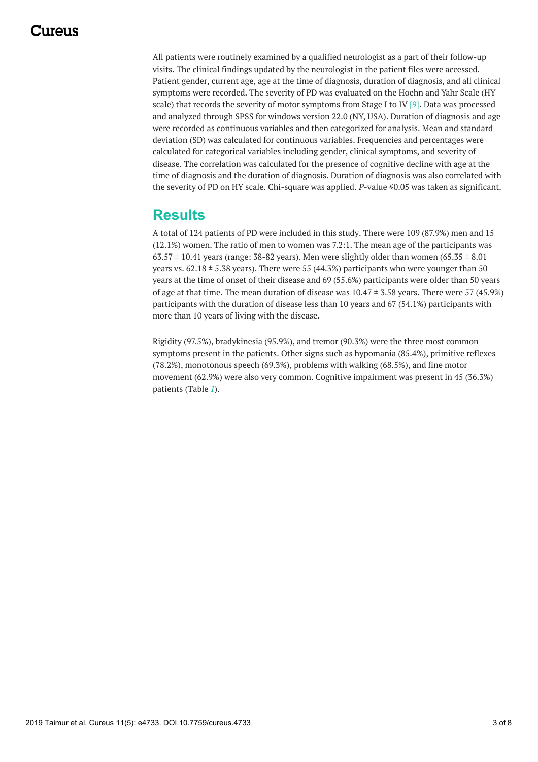All patients were routinely examined by a qualified neurologist as a part of their follow-up visits. The clinical findings updated by the neurologist in the patient files were accessed. Patient gender, current age, age at the time of diagnosis, duration of diagnosis, and all clinical symptoms were recorded. The severity of PD was evaluated on the Hoehn and Yahr Scale (HY scale) that records the severity of motor symptoms from Stage I to IV [9]. Data was processed and analyzed through SPSS for windows version 22.0 (NY, USA). Duration of diagnosis and age were recorded as continuous variables and then categorized for analysis. Mean and standard deviation (SD) was calculated for continuous variables. Frequencies and percentages were calculated for categorical variables including gender, clinical symptoms, and severity of disease. The correlation was calculated for the presence of cognitive decline with age at the time of diagnosis and the duration of diagnosis. Duration of diagnosis was also correlated with the severity of PD on HY scale. Chi-square was applied. *P*-value $\leq 0.05$ was taken as significant.

## Results

A total of 124 patients of PD were included in this study. There were 109 (87.9%) men and 15 (12.1%) women. The ratio of men to women was 7.2:1. The mean age of the participants was $63.57 \pm 10.41$ years (range: 38-82 years). Men were slightly older than women ($65.35 \pm 8.01$ years vs. $62.18 \pm 5.38$ years). There were 55 (44.3%) participants who were younger than 50 years at the time of onset of their disease and 69 (55.6%) participants were older than 50 years of age at that time. The mean duration of disease was $10.47 \pm 3.58$ years. There were 57 (45.9%) participants with the duration of disease less than 10 years and 67 (54.1%) participants with more than 10 years of living with the disease.

Rigidity (97.5%), bradykinesia (95.9%), and tremor (90.3%) were the three most common symptoms present in the patients. Other signs such as hypomania (85.4%), primitive reflexes (78.2%), monotonous speech (69.3%), problems with walking (68.5%), and fine motor movement (62.9%) were also very common. Cognitive impairment was present in 45 (36.3%) patients (Table *1*).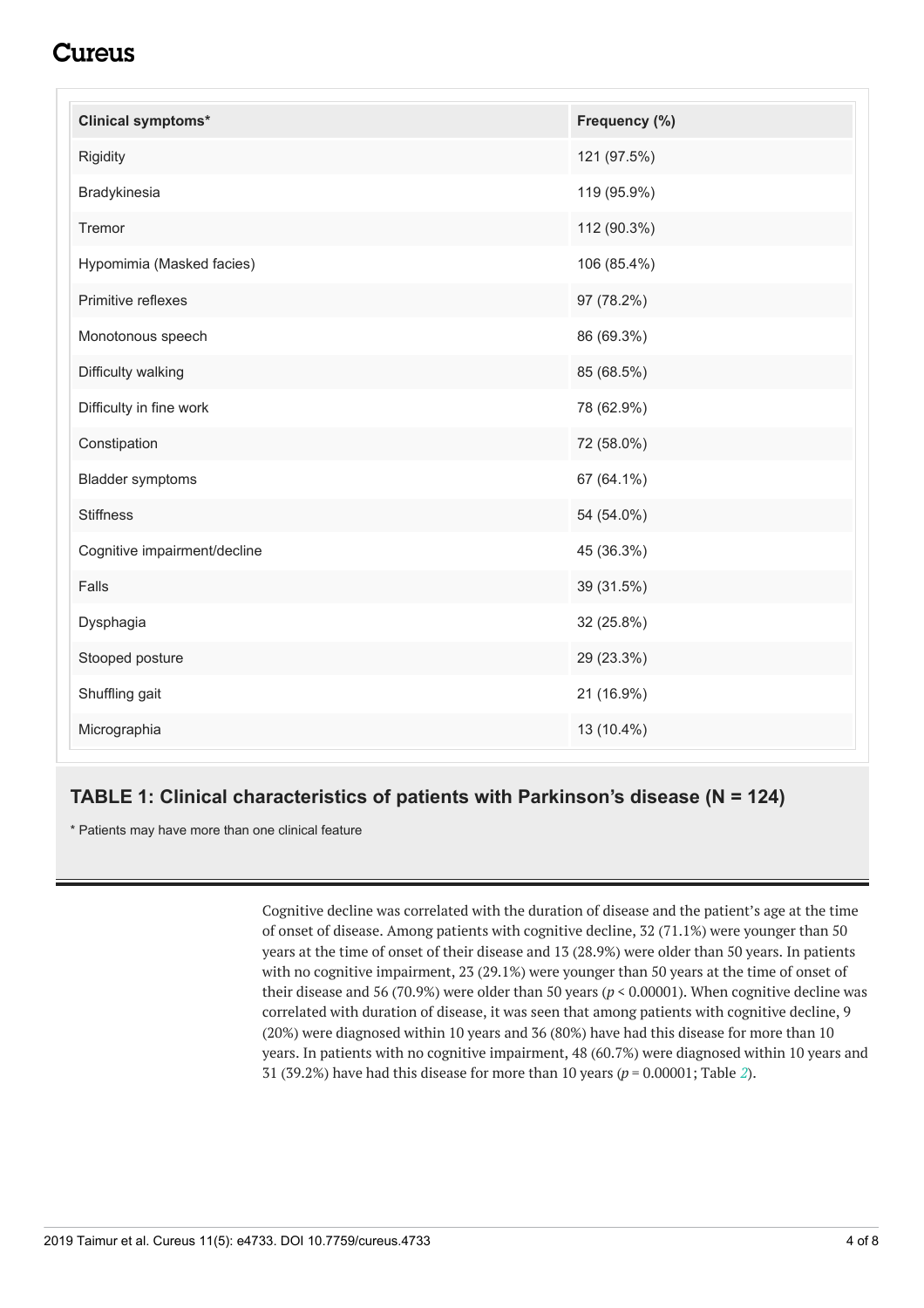| Clinical symptoms* | Frequency (%) |
| --- | --- |
| Rigidity | 121 (97.5%) |
| Bradykinesia | 119 (95.9%) |
| Tremor | 112 (90.3%) |
| Hypomimia (Masked facies) | 106 (85.4%) |
| Primitive reflexes | 97 (78.2%) |
| Monotonous speech | 86 (69.3%) |
| Difficulty walking | 85 (68.5%) |
| Difficulty in fine work | 78 (62.9%) |
| Constipation | 72 (58.0%) |
| Bladder symptoms | 67 (64.1%) |
| Stiffness | 54 (54.0%) |
| Cognitive impairment/decline | 45 (36.3%) |
| Falls | 39 (31.5%) |
| Dysphagia | 32 (25.8%) |
| Stooped posture | 29 (23.3%) |
| Shuffling gait | 21 (16.9%) |
| Micrographia | 13 (10.4%) |

**TABLE 1: Clinical characteristics of patients with Parkinson's disease (N = 124)**

\* Patients may have more than one clinical feature

Cognitive decline was correlated with the duration of disease and the patient's age at the time of onset of disease. Among patients with cognitive decline, 32 (71.1%) were younger than 50 years at the time of onset of their disease and 13 (28.9%) were older than 50 years. In patients with no cognitive impairment, 23 (29.1%) were younger than 50 years at the time of onset of their disease and 56 (70.9%) were older than 50 years ($p < 0.00001$). When cognitive decline was correlated with duration of disease, it was seen that among patients with cognitive decline, 9 (20%) were diagnosed within 10 years and 36 (80%) have had this disease for more than 10 years. In patients with no cognitive impairment, 48 (60.7%) were diagnosed within 10 years and 31 (39.2%) have had this disease for more than 10 years ($p = 0.00001$; Table 2).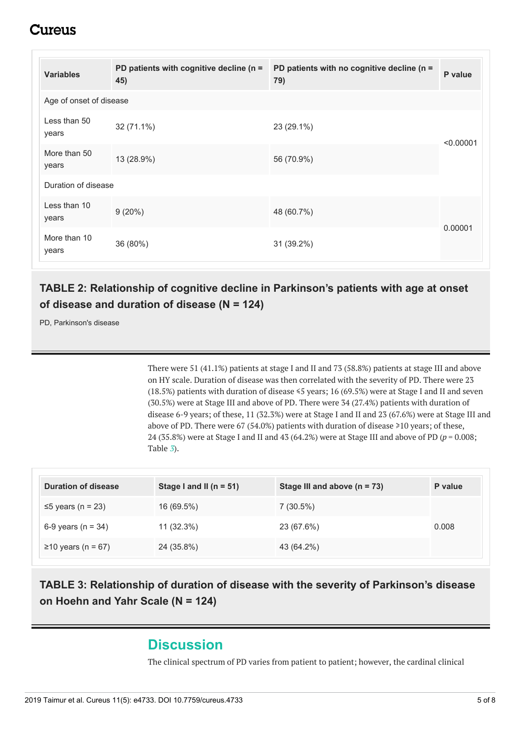| Variables | PD patients with cognitive decline (n = 45) | PD patients with no cognitive decline (n = 79) | P value |
| --- | --- | --- | --- |
| Age of onset of disease | | | |
| Less than 50 years | 32 (71.1%) | 23 (29.1%) | <0.00001 |
| More than 50 years | 13 (28.9%) | 56 (70.9%) | |
| Duration of disease | | | |
| Less than 10 years | 9 (20%) | 48 (60.7%) | 0.00001 |
| More than 10 years | 36 (80%) | 31 (39.2%) | |

**TABLE 2: Relationship of cognitive decline in Parkinson's patients with age at onset of disease and duration of disease (N = 124)**

PD, Parkinson's disease

There were 51 (41.1%) patients at stage I and II and 73 (58.8%) patients at stage III and above on HY scale. Duration of disease was then correlated with the severity of PD. There were 23 (18.5%) patients with duration of disease ≤5 years; 16 (69.5%) were at Stage I and II and seven (30.5%) were at Stage III and above of PD. There were 34 (27.4%) patients with duration of disease 6-9 years; of these, 11 (32.3%) were at Stage I and II and 23 (67.6%) were at Stage III and above of PD. There were 67 (54.0%) patients with duration of disease ≥10 years; of these, 24 (35.8%) were at Stage I and II and 43 (64.2%) were at Stage III and above of PD ($p = 0.008$; Table 3).

| Duration of disease | Stage I and II (n = 51) | Stage III and above (n = 73) | P value |
| --- | --- | --- | --- |
| ≤5 years (n = 23) | 16 (69.5%) | 7 (30.5%) | 0.008 |
| 6-9 years (n = 34) | 11 (32.3%) | 23 (67.6%) | |
| ≥10 years (n = 67) | 24 (35.8%) | 43 (64.2%) | |

**TABLE 3: Relationship of duration of disease with the severity of Parkinson's disease on Hoehn and Yahr Scale (N = 124)**

## Discussion

The clinical spectrum of PD varies from patient to patient; however, the cardinal clinical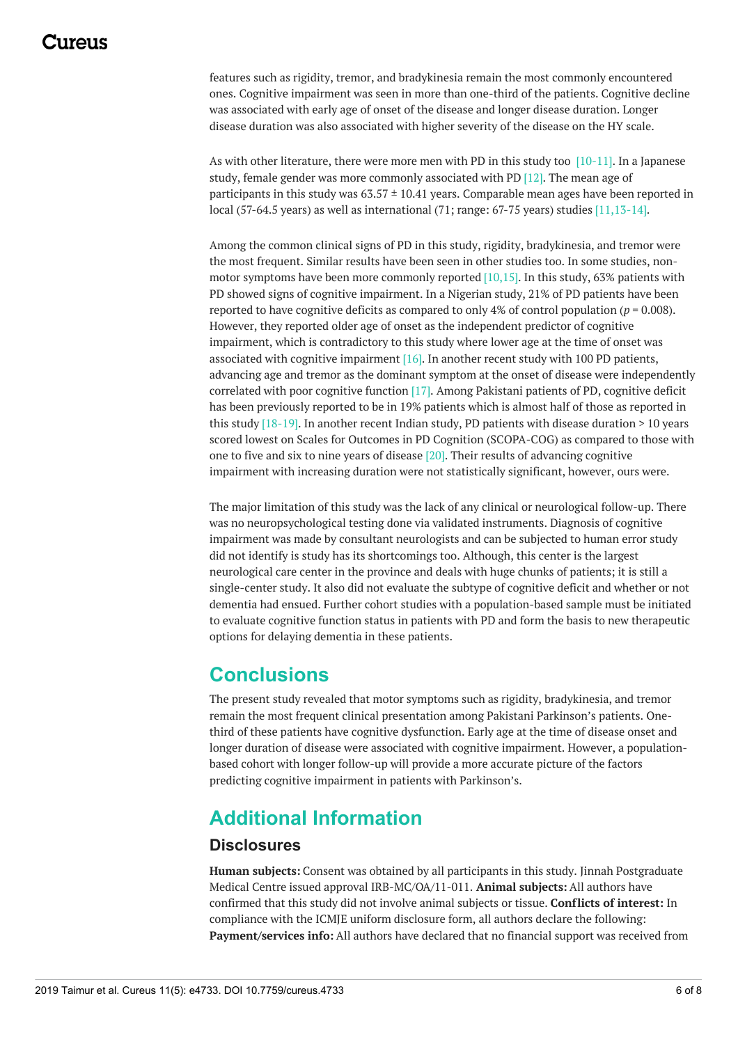features such as rigidity, tremor, and bradykinesia remain the most commonly encountered ones. Cognitive impairment was seen in more than one-third of the patients. Cognitive decline was associated with early age of onset of the disease and longer disease duration. Longer disease duration was also associated with higher severity of the disease on the HY scale.

As with other literature, there were more men with PD in this study too [10-11]. In a Japanese study, female gender was more commonly associated with PD [12]. The mean age of participants in this study was 63.57 ± 10.41 years. Comparable mean ages have been reported in local (57-64.5 years) as well as international (71; range: 67-75 years) studies [11,13-14].

Among the common clinical signs of PD in this study, rigidity, bradykinesia, and tremor were the most frequent. Similar results have been seen in other studies too. In some studies, non-motor symptoms have been more commonly reported [10,15]. In this study, 63% patients with PD showed signs of cognitive impairment. In a Nigerian study, 21% of PD patients have been reported to have cognitive deficits as compared to only 4% of control population ($p$ = 0.008). However, they reported older age of onset as the independent predictor of cognitive impairment, which is contradictory to this study where lower age at the time of onset was associated with cognitive impairment [16]. In another recent study with 100 PD patients, advancing age and tremor as the dominant symptom at the onset of disease were independently correlated with poor cognitive function [17]. Among Pakistani patients of PD, cognitive deficit has been previously reported to be in 19% patients which is almost half of those as reported in this study [18-19]. In another recent Indian study, PD patients with disease duration > 10 years scored lowest on Scales for Outcomes in PD Cognition (SCOPA-COG) as compared to those with one to five and six to nine years of disease [20]. Their results of advancing cognitive impairment with increasing duration were not statistically significant, however, ours were.

The major limitation of this study was the lack of any clinical or neurological follow-up. There was no neuropsychological testing done via validated instruments. Diagnosis of cognitive impairment was made by consultant neurologists and can be subjected to human error study did not identify is study has its shortcomings too. Although, this center is the largest neurological care center in the province and deals with huge chunks of patients; it is still a single-center study. It also did not evaluate the subtype of cognitive deficit and whether or not dementia had ensued. Further cohort studies with a population-based sample must be initiated to evaluate cognitive function status in patients with PD and form the basis to new therapeutic options for delaying dementia in these patients.

## Conclusions

The present study revealed that motor symptoms such as rigidity, bradykinesia, and tremor remain the most frequent clinical presentation among Pakistani Parkinson's patients. One-third of these patients have cognitive dysfunction. Early age at the time of disease onset and longer duration of disease were associated with cognitive impairment. However, a population-based cohort with longer follow-up will provide a more accurate picture of the factors predicting cognitive impairment in patients with Parkinson's.

## Additional Information

### Disclosures

**Human subjects:** Consent was obtained by all participants in this study. Jinnah Postgraduate Medical Centre issued approval IRB-MC/OA/11-011. **Animal subjects:** All authors have confirmed that this study did not involve animal subjects or tissue. **Conflicts of interest:** In compliance with the ICMJE uniform disclosure form, all authors declare the following: **Payment/services info:** All authors have declared that no financial support was received from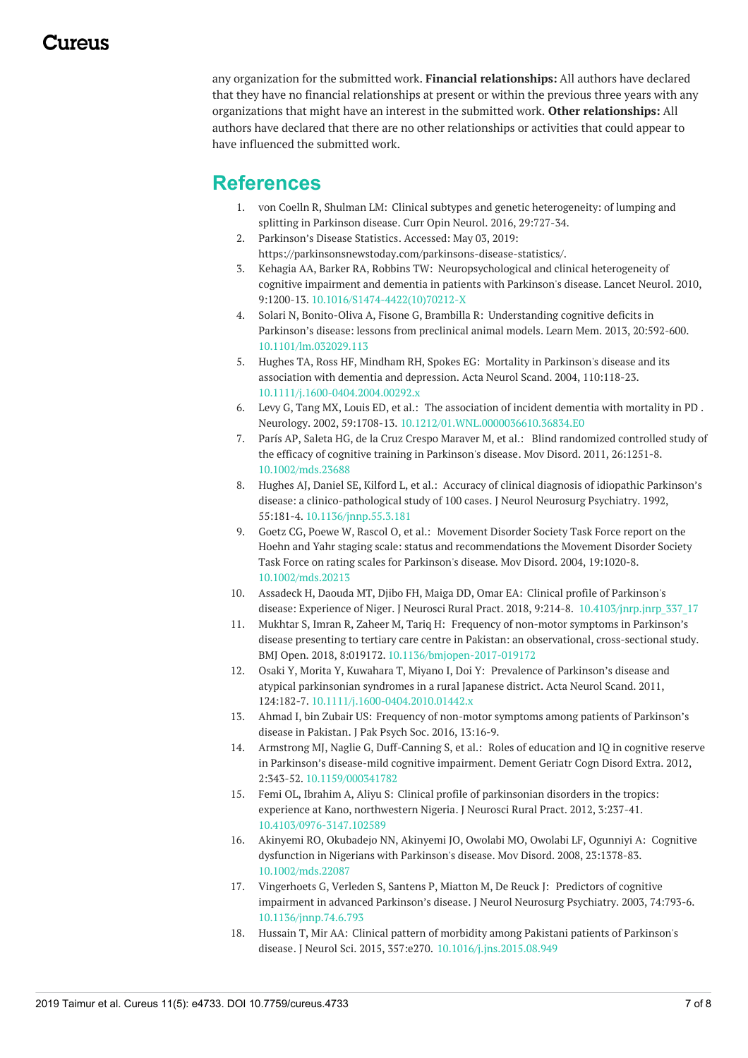any organization for the submitted work. **Financial relationships:** All authors have declared that they have no financial relationships at present or within the previous three years with any organizations that might have an interest in the submitted work. **Other relationships:** All authors have declared that there are no other relationships or activities that could appear to have influenced the submitted work.

## References

1. von Coelln R, Shulman LM: Clinical subtypes and genetic heterogeneity: of lumping and splitting in Parkinson disease. Curr Opin Neurol. 2016, 29:727-34.
2. Parkinson's Disease Statistics. Accessed: May 03, 2019: https://parkinsonsnewstoday.com/parkinsons-disease-statistics/.
3. Kehagia AA, Barker RA, Robbins TW: Neuropsychological and clinical heterogeneity of cognitive impairment and dementia in patients with Parkinson's disease. Lancet Neurol. 2010, 9:1200-13. 10.1016/S1474-4422(10)70212-X
4. Solari N, Bonito-Oliva A, Fisone G, Brambilla R: Understanding cognitive deficits in Parkinson's disease: lessons from preclinical animal models. Learn Mem. 2013, 20:592-600. 10.1101/lm.032029.113
5. Hughes TA, Ross HF, Mindham RH, Spokes EG: Mortality in Parkinson's disease and its association with dementia and depression. Acta Neurol Scand. 2004, 110:118-23. 10.1111/j.1600-0404.2004.00292.x
6. Levy G, Tang MX, Louis ED, et al.: The association of incident dementia with mortality in PD . Neurology. 2002, 59:1708-13. 10.1212/01.WNL.0000036610.36834.E0
7. París AP, Saleta HG, de la Cruz Crespo Maraver M, et al.: Blind randomized controlled study of the efficacy of cognitive training in Parkinson's disease. Mov Disord. 2011, 26:1251-8. 10.1002/mds.23688
8. Hughes AJ, Daniel SE, Kilford L, et al.: Accuracy of clinical diagnosis of idiopathic Parkinson's disease: a clinico-pathological study of 100 cases. J Neurol Neurosurg Psychiatry. 1992, 55:181-4. 10.1136/jnnp.55.3.181
9. Goetz CG, Poewe W, Rascol O, et al.: Movement Disorder Society Task Force report on the Hoehn and Yahr staging scale: status and recommendations the Movement Disorder Society Task Force on rating scales for Parkinson's disease. Mov Disord. 2004, 19:1020-8. 10.1002/mds.20213
10. Assadeck H, Daouda MT, Djibo FH, Maiga DD, Omar EA: Clinical profile of Parkinson's disease: Experience of Niger. J Neurosci Rural Pract. 2018, 9:214-8. 10.4103/jnrp.jnrp_337_17
11. Mukhtar S, Imran R, Zaheer M, Tariq H: Frequency of non-motor symptoms in Parkinson's disease presenting to tertiary care centre in Pakistan: an observational, cross-sectional study. BMJ Open. 2018, 8:019172. 10.1136/bmjopen-2017-019172
12. Osaki Y, Morita Y, Kuwahara T, Miyano I, Doi Y: Prevalence of Parkinson's disease and atypical parkinsonian syndromes in a rural Japanese district. Acta Neurol Scand. 2011, 124:182-7. 10.1111/j.1600-0404.2010.01442.x
13. Ahmad I, bin Zubair US: Frequency of non-motor symptoms among patients of Parkinson's disease in Pakistan. J Pak Psych Soc. 2016, 13:16-9.
14. Armstrong MJ, Naglie G, Duff-Canning S, et al.: Roles of education and IQ in cognitive reserve in Parkinson's disease-mild cognitive impairment. Dement Geriatr Cogn Disord Extra. 2012, 2:343-52. 10.1159/000341782
15. Femi OL, Ibrahim A, Aliyu S: Clinical profile of parkinsonian disorders in the tropics: experience at Kano, northwestern Nigeria. J Neurosci Rural Pract. 2012, 3:237-41. 10.4103/0976-3147.102589
16. Akinyemi RO, Okubadejo NN, Akinyemi JO, Owolabi MO, Owolabi LF, Ogunniyi A: Cognitive dysfunction in Nigerians with Parkinson's disease. Mov Disord. 2008, 23:1378-83. 10.1002/mds.22087
17. Vingerhoets G, Verleden S, Santens P, Miatton M, De Reuck J: Predictors of cognitive impairment in advanced Parkinson's disease. J Neurol Neurosurg Psychiatry. 2003, 74:793-6. 10.1136/jnnp.74.6.793
18. Hussain T, Mir AA: Clinical pattern of morbidity among Pakistani patients of Parkinson's disease. J Neurol Sci. 2015, 357:e270. 10.1016/j.jns.2015.08.949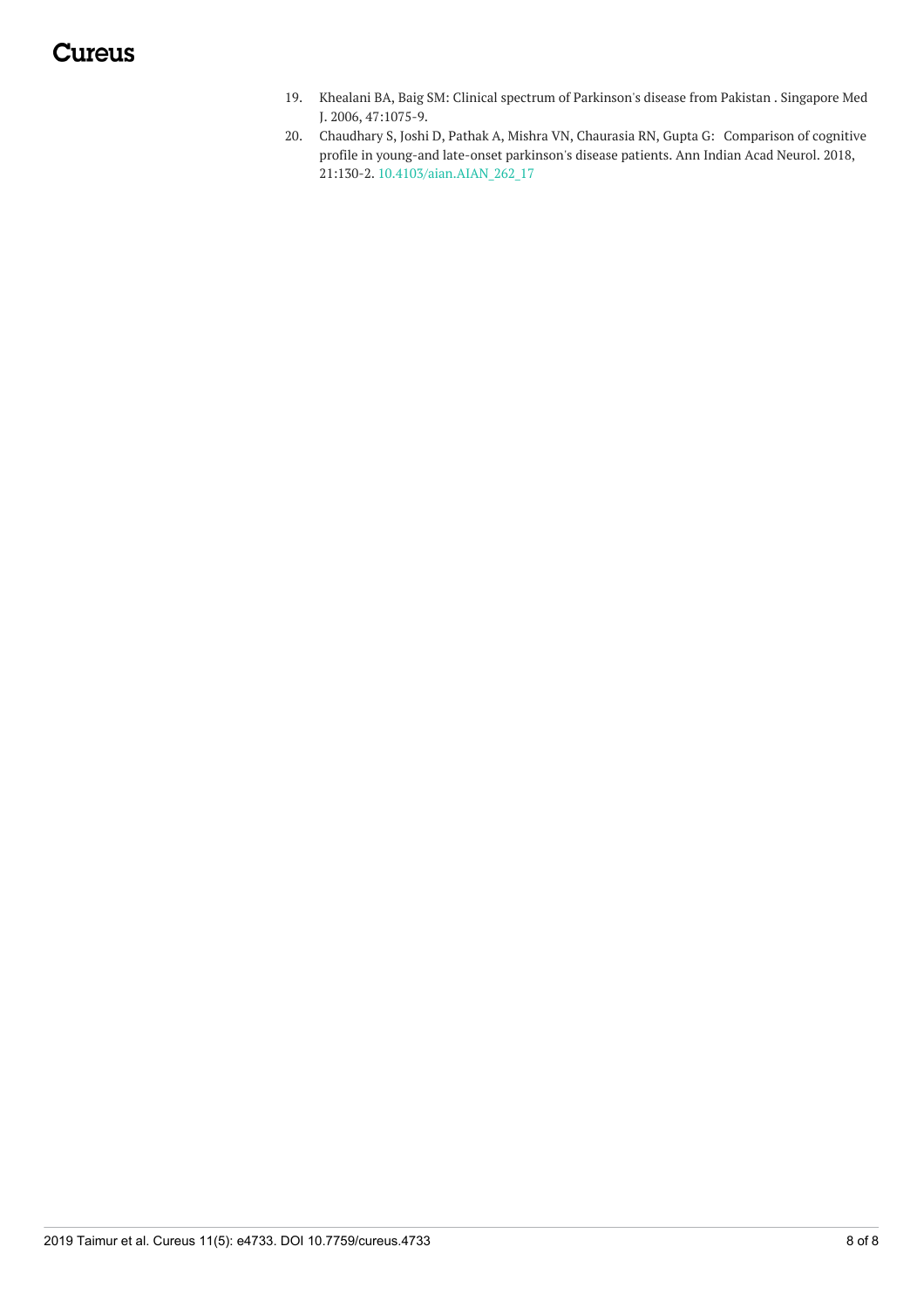19. Khealani BA, Baig SM: Clinical spectrum of Parkinson's disease from Pakistan . Singapore Med J. 2006, 47:1075-9.
20. Chaudhary S, Joshi D, Pathak A, Mishra VN, Chaurasia RN, Gupta G: Comparison of cognitive profile in young-and late-onset parkinson's disease patients. Ann Indian Acad Neurol. 2018, 21:130-2. 10.4103/aian.AIAN_262_17